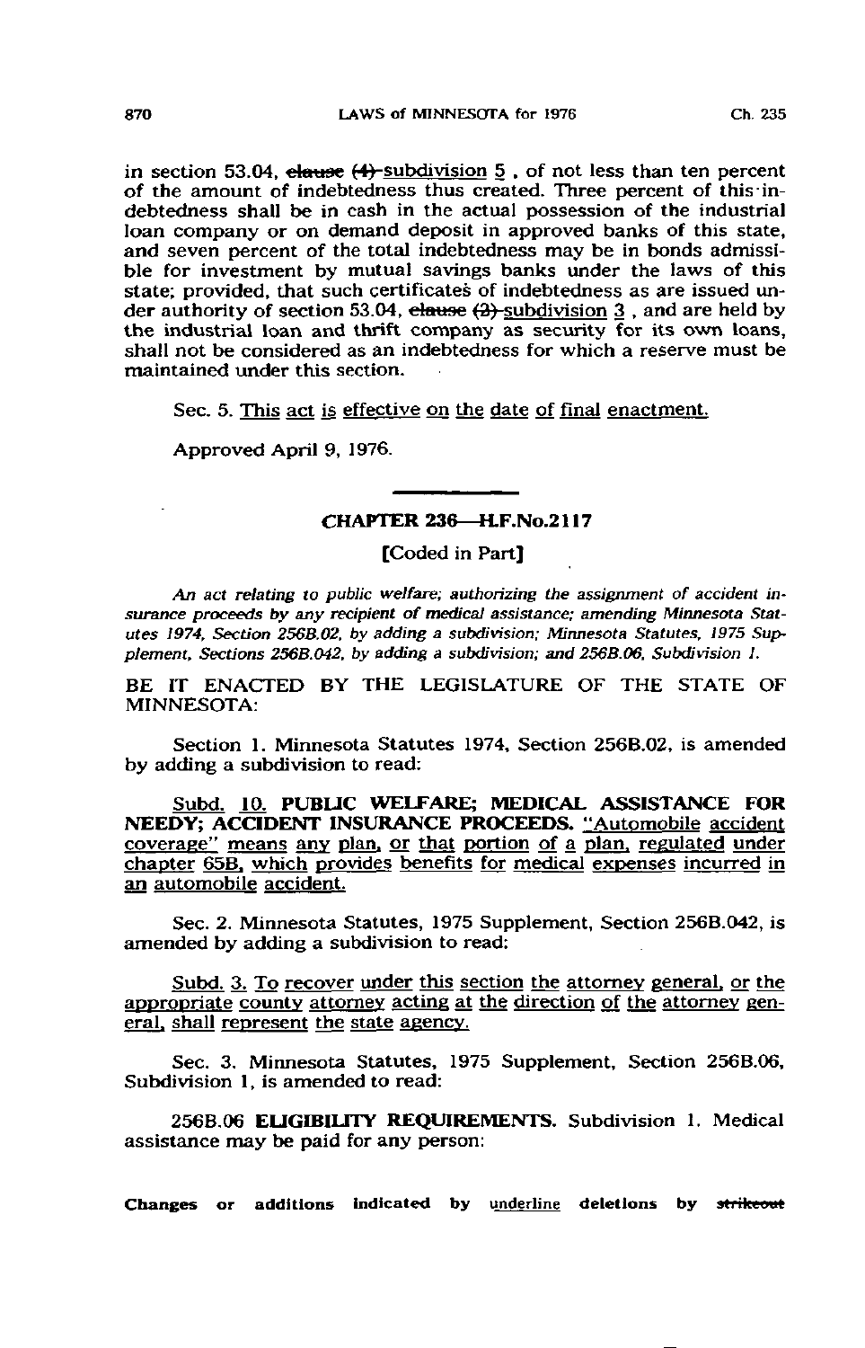in section 53.04, ~~clause (4)~~ subdivision 5 , of not less than ten percent of the amount of indebtedness thus created. Three percent of this indebtedness shall be in cash in the actual possession of the industrial loan company or on demand deposit in approved banks of this state, and seven percent of the total indebtedness may be in bonds admissible for investment by mutual savings banks under the laws of this state; provided, that such certificates of indebtedness as are issued under authority of section 53.04, ~~clause (2)~~ subdivision 3 , and are held by the industrial loan and thrift company as security for its own loans, shall not be considered as an indebtedness for which a reserve must be maintained under this section.

Sec. 5. This act is effective on the date of final enactment.

Approved April 9, 1976.

## CHAPTER 236—H.F.No.2117

[Coded in Part]

*An act relating to public welfare; authorizing the assignment of accident insurance proceeds by any recipient of medical assistance; amending Minnesota Statutes 1974, Section 256B.02, by adding a subdivision; Minnesota Statutes, 1975 Supplement, Sections 256B.042, by adding a subdivision; and 256B.06, Subdivision 1.*

BE IT ENACTED BY THE LEGISLATURE OF THE STATE OF MINNESOTA:

Section 1. Minnesota Statutes 1974, Section 256B.02, is amended by adding a subdivision to read:

Subd. 10. **PUBLIC WELFARE; MEDICAL ASSISTANCE FOR NEEDY; ACCIDENT INSURANCE PROCEEDS.** "Automobile accident coverage" means any plan, or that portion of a plan, regulated under chapter 65B, which provides benefits for medical expenses incurred in an automobile accident.

Sec. 2. Minnesota Statutes, 1975 Supplement, Section 256B.042, is amended by adding a subdivision to read:

Subd. 3. To recover under this section the attorney general, or the appropriate county attorney acting at the direction of the attorney general, shall represent the state agency.

Sec. 3. Minnesota Statutes, 1975 Supplement, Section 256B.06, Subdivision 1, is amended to read:

**256B.06 ELIGIBILITY REQUIREMENTS.** Subdivision 1. Medical assistance may be paid for any person:

**Changes or additions indicated by underline deletions by ~~strikeout~~**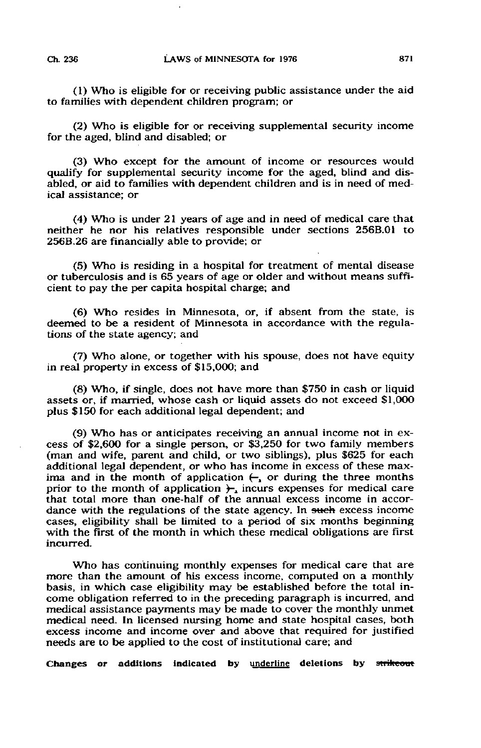(1) Who is eligible for or receiving public assistance under the aid to families with dependent children program; or

(2) Who is eligible for or receiving supplemental security income for the aged, blind and disabled; or

(3) Who except for the amount of income or resources would qualify for supplemental security income for the aged, blind and disabled, or aid to families with dependent children and is in need of medical assistance; or

(4) Who is under 21 years of age and in need of medical care that neither he nor his relatives responsible under sections 256B.01 to 256B.26 are financially able to provide; or

(5) Who is residing in a hospital for treatment of mental disease or tuberculosis and is 65 years of age or older and without means sufficient to pay the per capita hospital charge; and

(6) Who resides in Minnesota, or, if absent from the state, is deemed to be a resident of Minnesota in accordance with the regulations of the state agency; and

(7) Who alone, or together with his spouse, does not have equity in real property in excess of $15,000; and

(8) Who, if single, does not have more than $750 in cash or liquid assets or, if married, whose cash or liquid assets do not exceed $1,000 plus $150 for each additional legal dependent; and

(9) Who has or anticipates receiving an annual income not in excess of $2,600 for a single person, or $3,250 for two family members (man and wife, parent and child, or two siblings), plus $625 for each additional legal dependent, or who has income in excess of these maxima and in the month of application ~~(~~, or during the three months prior to the month of application ~~)~~, incurs expenses for medical care that total more than one-half of the annual excess income in accordance with the regulations of the state agency. In ~~such~~ excess income cases, eligibility shall be limited to a period of six months beginning with the first of the month in which these medical obligations are first incurred.

Who has continuing monthly expenses for medical care that are more than the amount of his excess income, computed on a monthly basis, in which case eligibility may be established before the total income obligation referred to in the preceding paragraph is incurred, and medical assistance payments may be made to cover the monthly unmet medical need. In licensed nursing home and state hospital cases, both excess income and income over and above that required for justified needs are to be applied to the cost of institutional care; and

**Changes or additions indicated by underline deletions by ~~strikeout~~**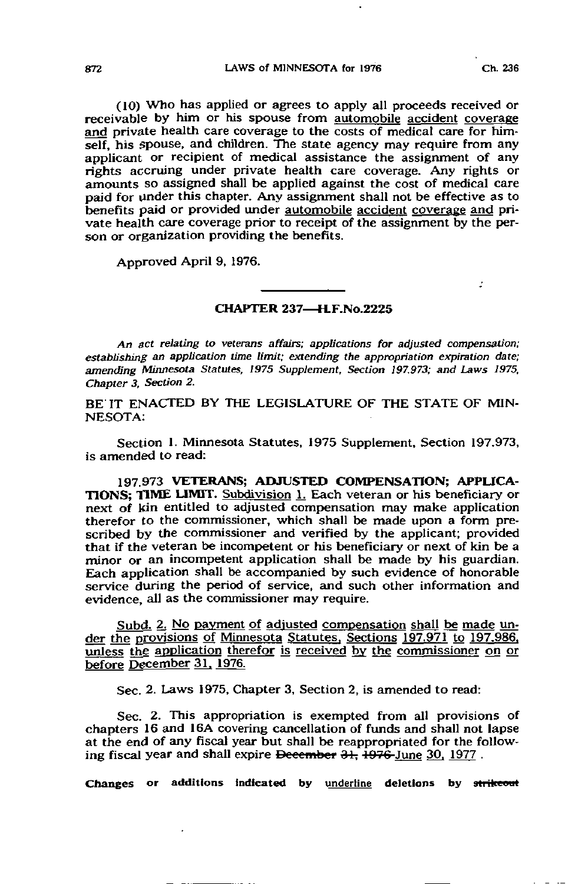(10) Who has applied or agrees to apply all proceeds received or receivable by him or his spouse from automobile accident coverage and private health care coverage to the costs of medical care for himself, his spouse, and children. The state agency may require from any applicant or recipient of medical assistance the assignment of any rights accruing under private health care coverage. Any rights or amounts so assigned shall be applied against the cost of medical care paid for under this chapter. Any assignment shall not be effective as to benefits paid or provided under automobile accident coverage and private health care coverage prior to receipt of the assignment by the person or organization providing the benefits.

Approved April 9, 1976.

## CHAPTER 237—H.F.No.2225

*An act relating to veterans affairs; applications for adjusted compensation; establishing an application time limit; extending the appropriation expiration date; amending Minnesota Statutes, 1975 Supplement, Section 197.973; and Laws 1975, Chapter 3, Section 2.*

BE IT ENACTED BY THE LEGISLATURE OF THE STATE OF MINNESOTA:

Section 1. Minnesota Statutes, 1975 Supplement, Section 197.973, is amended to read:

197.973 **VETERANS; ADJUSTED COMPENSATION; APPLICATIONS; TIME LIMIT.** Subdivision 1. Each veteran or his beneficiary or next of kin entitled to adjusted compensation may make application therefor to the commissioner, which shall be made upon a form prescribed by the commissioner and verified by the applicant; provided that if the veteran be incompetent or his beneficiary or next of kin be a minor or an incompetent application shall be made by his guardian. Each application shall be accompanied by such evidence of honorable service during the period of service, and such other information and evidence, all as the commissioner may require.

Subd. 2. No payment of adjusted compensation shall be made under the provisions of Minnesota Statutes, Sections 197.971 to 197.986, unless the application therefor is received by the commissioner on or before December 31, 1976.

Sec. 2. Laws 1975, Chapter 3, Section 2, is amended to read:

Sec. 2. This appropriation is exempted from all provisions of chapters 16 and 16A covering cancellation of funds and shall not lapse at the end of any fiscal year but shall be reappropriated for the following fiscal year and shall expire ~~December 31, 1976~~ June 30, 1977 .

Changes or additions indicated by underline deletions by ~~strikeout~~